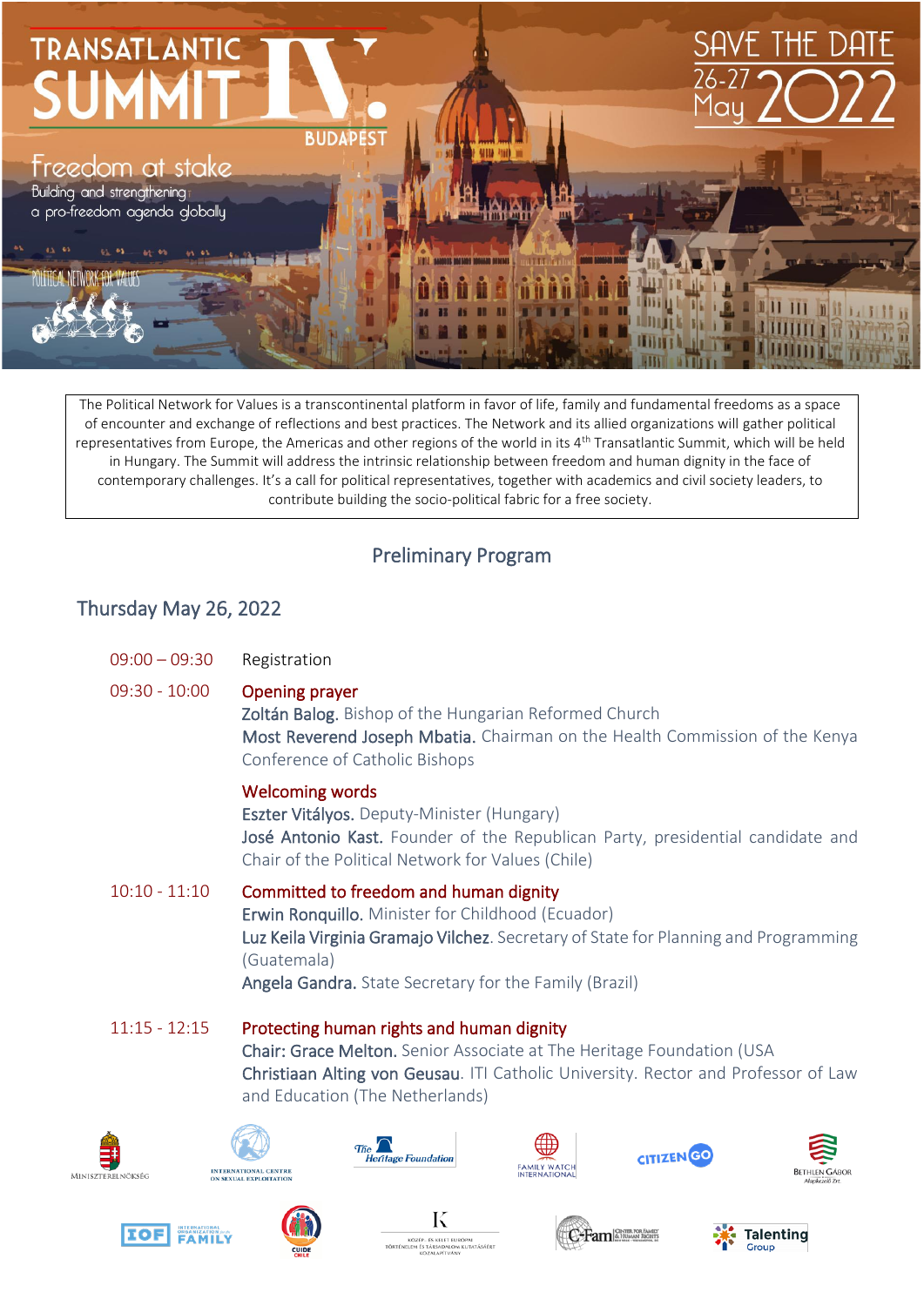# TRANSATLANTIC SUMMIT IV. BUDAPEST

**Freedom at stake**
Building and strengthening a pro-freedom agenda globally

POLITICAL NETWORK FOR VALUES

SAVE THE DATE
26-27 May 2022

The Political Network for Values is a transcontinental platform in favor of life, family and fundamental freedoms as a space of encounter and exchange of reflections and best practices. The Network and its allied organizations will gather political representatives from Europe, the Americas and other regions of the world in its 4th Transatlantic Summit, which will be held in Hungary. The Summit will address the intrinsic relationship between freedom and human dignity in the face of contemporary challenges. It's a call for political representatives, together with academics and civil society leaders, to contribute building the socio-political fabric for a free society.

## Preliminary Program

### Thursday May 26, 2022

**09:00 – 09:30** Registration

**09:30 - 10:00** **Opening prayer**
Zoltán Balog. Bishop of the Hungarian Reformed Church
Most Reverend Joseph Mbatia. Chairman on the Health Commission of the Kenya Conference of Catholic Bishops

**Welcoming words**
Eszter Vitályos. Deputy-Minister (Hungary)
José Antonio Kast. Founder of the Republican Party, presidential candidate and Chair of the Political Network for Values (Chile)

**10:10 - 11:10** **Committed to freedom and human dignity**
Erwin Ronquillo. Minister for Childhood (Ecuador)
Luz Keila Virginia Gramajo Vilchez. Secretary of State for Planning and Programming (Guatemala)
Angela Gandra. State Secretary for the Family (Brazil)

**11:15 - 12:15** **Protecting human rights and human dignity**
Chair: Grace Melton. Senior Associate at The Heritage Foundation (USA
Christiaan Alting von Geusau. ITI Catholic University. Rector and Professor of Law and Education (The Netherlands)

Miniszterelnökség · International Centre on Sexual Exploitation · The Heritage Foundation · Family Watch International · CitizenGO · Bethlen Gábor Alapkezelő Zrt. · IOF International Organization for the Family · Cuide Chile · Közép- és Kelet-Európai Történelem és Társadalom Kutatásáért Közalapítvány · C-Fam Center for Family & Human Rights · Talenting Group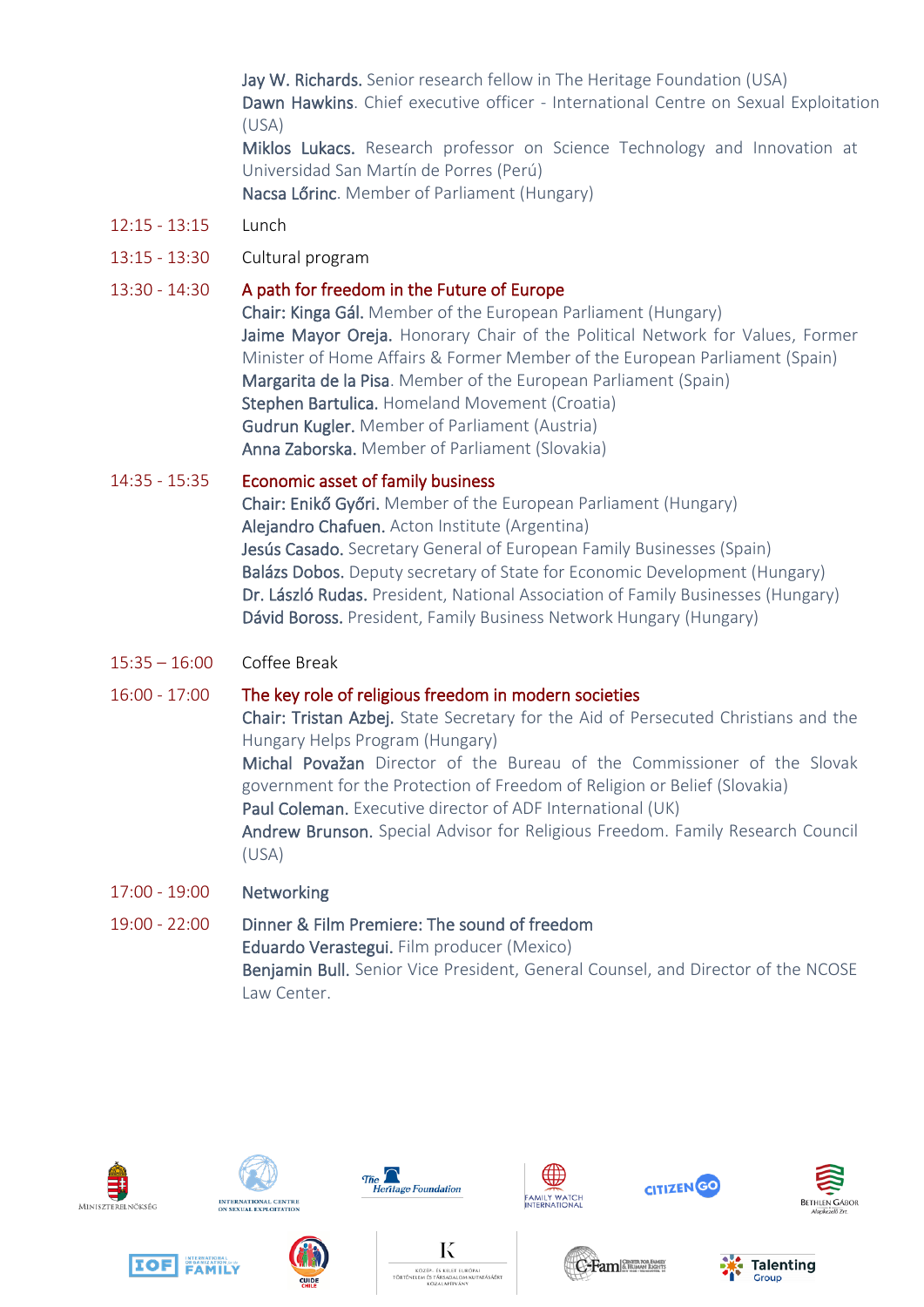**Jay W. Richards.** Senior research fellow in The Heritage Foundation (USA)
**Dawn Hawkins**. Chief executive officer - International Centre on Sexual Exploitation (USA)
**Miklos Lukacs.** Research professor on Science Technology and Innovation at Universidad San Martín de Porres (Perú)
**Nacsa Lőrinc**. Member of Parliament (Hungary)

**12:15 - 13:15** Lunch

**13:15 - 13:30** Cultural program

**13:30 - 14:30** **A path for freedom in the Future of Europe**
**Chair: Kinga Gál.** Member of the European Parliament (Hungary)
**Jaime Mayor Oreja.** Honorary Chair of the Political Network for Values, Former Minister of Home Affairs & Former Member of the European Parliament (Spain)
**Margarita de la Pisa**. Member of the European Parliament (Spain)
**Stephen Bartulica.** Homeland Movement (Croatia)
**Gudrun Kugler.** Member of Parliament (Austria)
**Anna Zaborska.** Member of Parliament (Slovakia)

**14:35 - 15:35** **Economic asset of family business**
**Chair: Enikő Győri.** Member of the European Parliament (Hungary)
**Alejandro Chafuen.** Acton Institute (Argentina)
**Jesús Casado.** Secretary General of European Family Businesses (Spain)
**Balázs Dobos.** Deputy secretary of State for Economic Development (Hungary)
**Dr. László Rudas.** President, National Association of Family Businesses (Hungary)
**Dávid Boross.** President, Family Business Network Hungary (Hungary)

**15:35 – 16:00** Coffee Break

**16:00 - 17:00** **The key role of religious freedom in modern societies**
**Chair: Tristan Azbej.** State Secretary for the Aid of Persecuted Christians and the Hungary Helps Program (Hungary)
**Michal Považan** Director of the Bureau of the Commissioner of the Slovak government for the Protection of Freedom of Religion or Belief (Slovakia)
**Paul Coleman.** Executive director of ADF International (UK)
**Andrew Brunson.** Special Advisor for Religious Freedom. Family Research Council (USA)

**17:00 - 19:00** Networking

**19:00 - 22:00** **Dinner & Film Premiere: The sound of freedom**
**Eduardo Verastegui.** Film producer (Mexico)
**Benjamin Bull.** Senior Vice President, General Counsel, and Director of the NCOSE Law Center.

Miniszterelnökség · International Centre on Sexual Exploitation · The Heritage Foundation · Family Watch International · CitizenGo · Bethlen Gábor Alapkezelő Zrt. · IOF International Organization for the Family · CUIDE Chile · Közép- és Kelet-Európai Történelem és Társadalom Kutatásáért Közalapítvány · C-Fam Center for Family & Human Rights · Talenting Group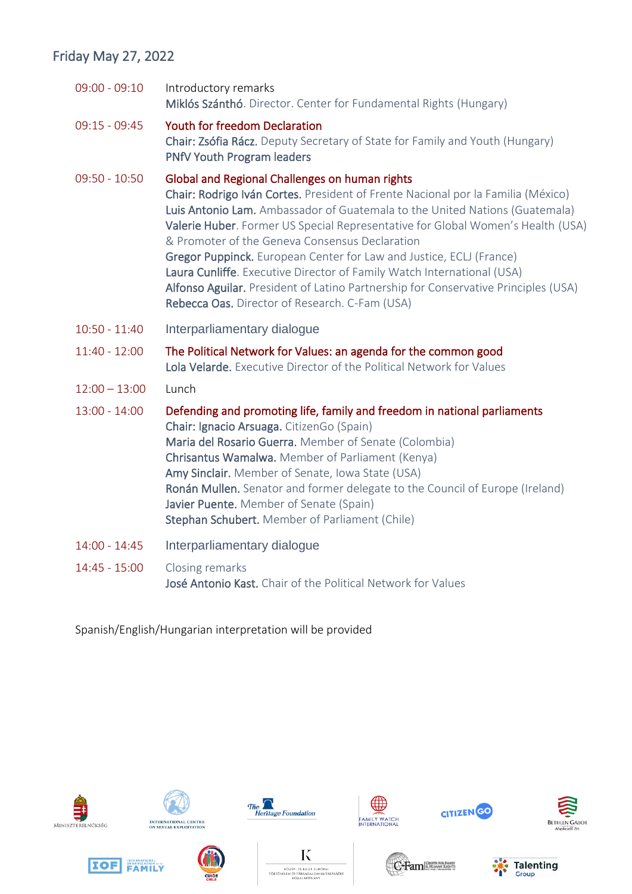## Friday May 27, 2022

| | |
|---|---|
| 09:00 - 09:10 | Introductory remarks<br>**Miklós Szánthó**. Director. Center for Fundamental Rights (Hungary) |
| 09:15 - 09:45 | **Youth for freedom Declaration**<br>**Chair: Zsófia Rácz.** Deputy Secretary of State for Family and Youth (Hungary)<br>**PNfV Youth Program leaders** |
| 09:50 - 10:50 | **Global and Regional Challenges on human rights**<br>**Chair: Rodrigo Iván Cortes.** President of Frente Nacional por la Familia (México)<br>**Luis Antonio Lam.** Ambassador of Guatemala to the United Nations (Guatemala)<br>**Valerie Huber**. Former US Special Representative for Global Women's Health (USA) & Promoter of the Geneva Consensus Declaration<br>**Gregor Puppinck.** European Center for Law and Justice, ECLJ (France)<br>**Laura Cunliffe**. Executive Director of Family Watch International (USA)<br>**Alfonso Aguilar.** President of Latino Partnership for Conservative Principles (USA)<br>**Rebecca Oas.** Director of Research. C-Fam (USA) |
| 10:50 - 11:40 | Interparliamentary dialogue |
| 11:40 - 12:00 | **The Political Network for Values: an agenda for the common good**<br>**Lola Velarde.** Executive Director of the Political Network for Values |
| 12:00 – 13:00 | Lunch |
| 13:00 - 14:00 | **Defending and promoting life, family and freedom in national parliaments**<br>**Chair: Ignacio Arsuaga.** CitizenGo (Spain)<br>**Maria del Rosario Guerra.** Member of Senate (Colombia)<br>**Chrisantus Wamalwa.** Member of Parliament (Kenya)<br>**Amy Sinclair.** Member of Senate, Iowa State (USA)<br>**Ronán Mullen.** Senator and former delegate to the Council of Europe (Ireland)<br>**Javier Puente.** Member of Senate (Spain)<br>**Stephan Schubert.** Member of Parliament (Chile) |
| 14:00 - 14:45 | Interparliamentary dialogue |
| 14:45 - 15:00 | Closing remarks<br>**José Antonio Kast.** Chair of the Political Network for Values |

Spanish/English/Hungarian interpretation will be provided

Miniszterelnökség · International Centre on Sexual Exploitation · The Heritage Foundation · Family Watch International · CitizenGO · Bethlen Gábor Alapkezelő Zrt. · IOF International Organization for the Family · CUIDE Chile · Közép- és Kelet-Európai Történelem és Társadalom Kutatásáért Közalapítvány · C-Fam Center for Family & Human Rights · Talenting Group